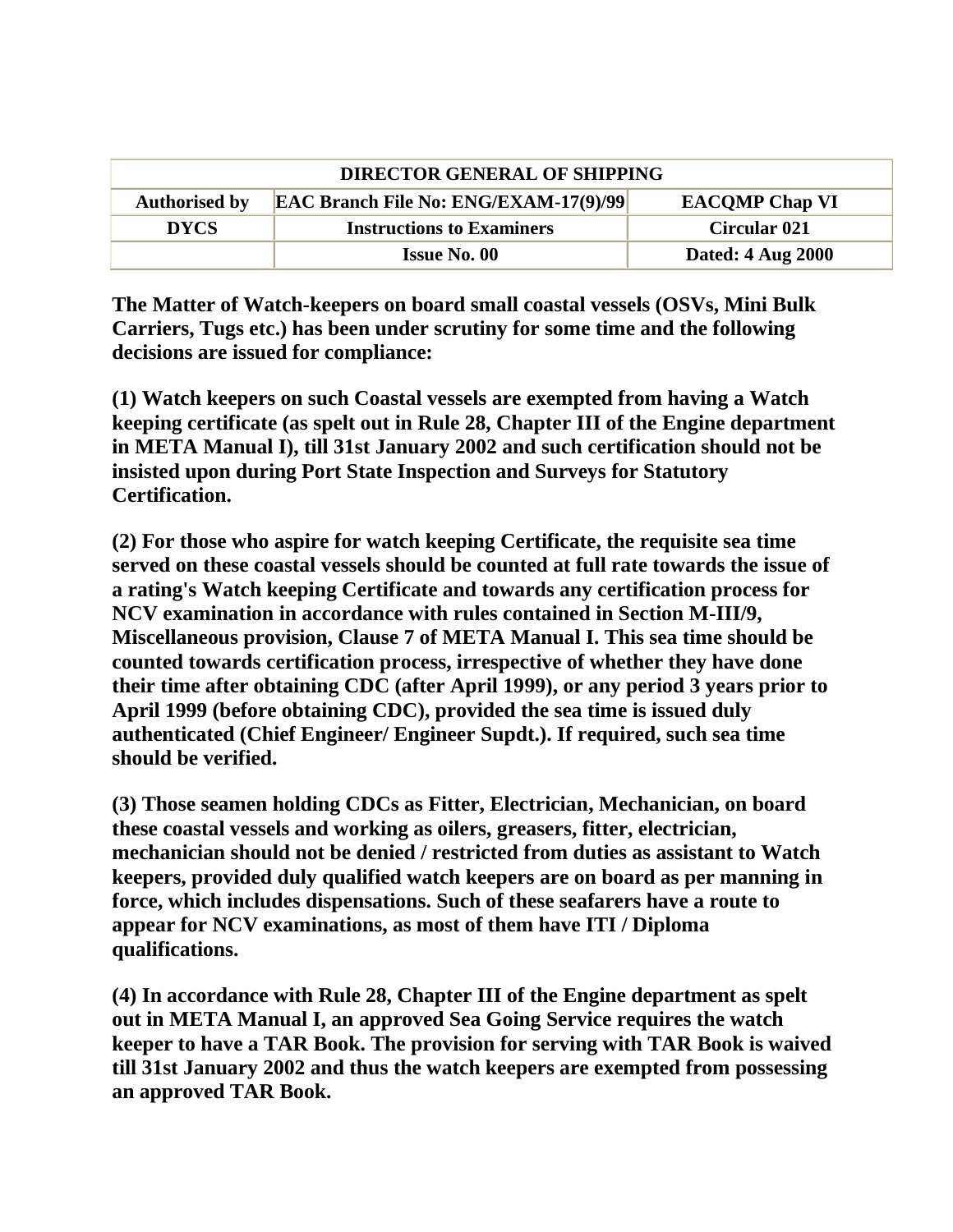| DIRECTOR GENERAL OF SHIPPING | | |
|---|---|---|
| **Authorised by** | **EAC Branch File No: ENG/EXAM-17(9)/99** | **EACQMP Chap VI** |
| **DYCS** | **Instructions to Examiners** | **Circular 021** |
| | **Issue No. 00** | **Dated: 4 Aug 2000** |

**The Matter of Watch-keepers on board small coastal vessels (OSVs, Mini Bulk Carriers, Tugs etc.) has been under scrutiny for some time and the following decisions are issued for compliance:**

**(1) Watch keepers on such Coastal vessels are exempted from having a Watch keeping certificate (as spelt out in Rule 28, Chapter III of the Engine department in META Manual I), till 31st January 2002 and such certification should not be insisted upon during Port State Inspection and Surveys for Statutory Certification.**

**(2) For those who aspire for watch keeping Certificate, the requisite sea time served on these coastal vessels should be counted at full rate towards the issue of a rating's Watch keeping Certificate and towards any certification process for NCV examination in accordance with rules contained in Section M-III/9, Miscellaneous provision, Clause 7 of META Manual I. This sea time should be counted towards certification process, irrespective of whether they have done their time after obtaining CDC (after April 1999), or any period 3 years prior to April 1999 (before obtaining CDC), provided the sea time is issued duly authenticated (Chief Engineer/ Engineer Supdt.). If required, such sea time should be verified.**

**(3) Those seamen holding CDCs as Fitter, Electrician, Mechanician, on board these coastal vessels and working as oilers, greasers, fitter, electrician, mechanician should not be denied / restricted from duties as assistant to Watch keepers, provided duly qualified watch keepers are on board as per manning in force, which includes dispensations. Such of these seafarers have a route to appear for NCV examinations, as most of them have ITI / Diploma qualifications.**

**(4) In accordance with Rule 28, Chapter III of the Engine department as spelt out in META Manual I, an approved Sea Going Service requires the watch keeper to have a TAR Book. The provision for serving with TAR Book is waived till 31st January 2002 and thus the watch keepers are exempted from possessing an approved TAR Book.**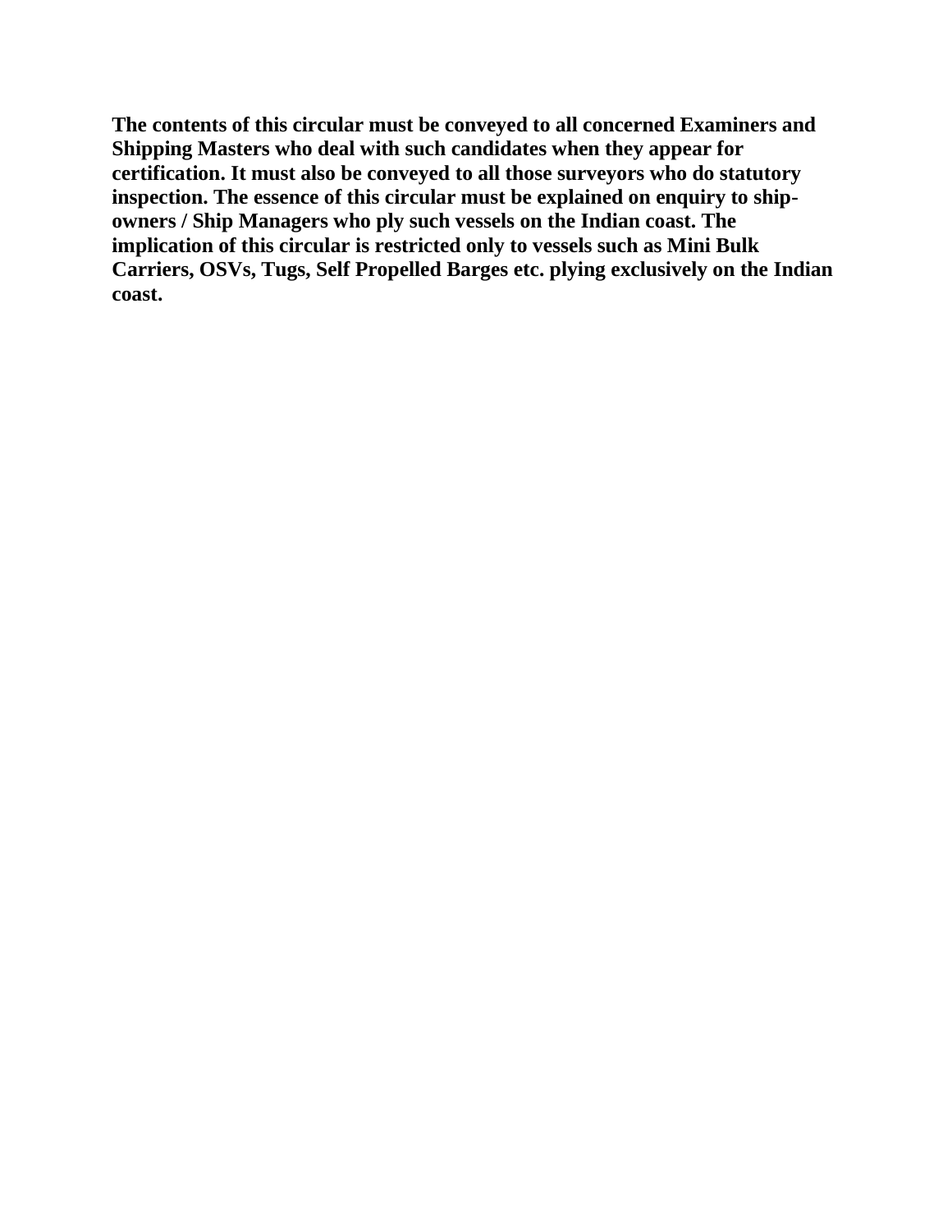**The contents of this circular must be conveyed to all concerned Examiners and Shipping Masters who deal with such candidates when they appear for certification. It must also be conveyed to all those surveyors who do statutory inspection. The essence of this circular must be explained on enquiry to ship-owners / Ship Managers who ply such vessels on the Indian coast. The implication of this circular is restricted only to vessels such as Mini Bulk Carriers, OSVs, Tugs, Self Propelled Barges etc. plying exclusively on the Indian coast.**